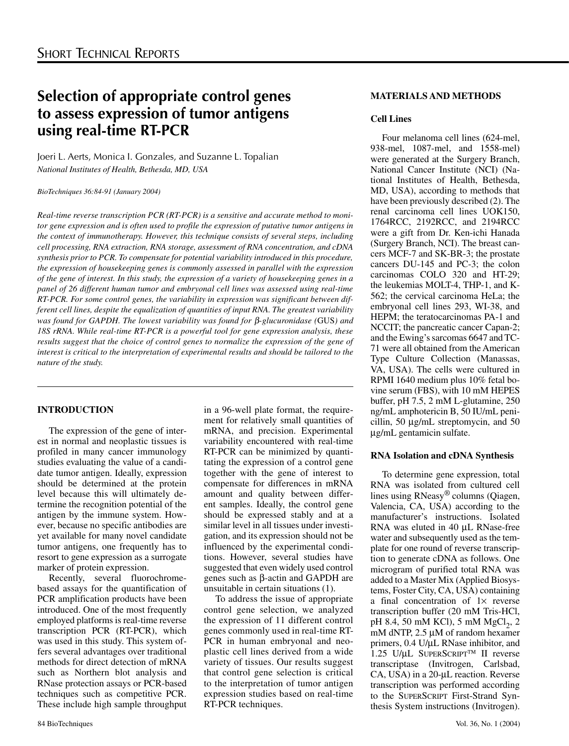# Selection of appropriate control genes to assess expression of tumor antigens using real-time RT-PCR

Joeri L. Aerts, Monica I. Gonzales, and Suzanne L. Topalian

*National Institutes of Health, Bethesda, MD, USA*

*BioTechniques 36:84-91 (January 2004)*

*Real-time reverse transcription PCR (RT-PCR) is a sensitive and accurate method to monitor gene expression and is often used to profile the expression of putative tumor antigens in the context of immunotherapy. However, this technique consists of several steps, including cell processing, RNA extraction, RNA storage, assessment of RNA concentration, and cDNA synthesis prior to PCR. To compensate for potential variability introduced in this procedure, the expression of housekeeping genes is commonly assessed in parallel with the expression of the gene of interest. In this study, the expression of a variety of housekeeping genes in a panel of 26 different human tumor and embryonal cell lines was assessed using real-time RT-PCR. For some control genes, the variability in expression was significant between different cell lines, despite the equalization of quantities of input RNA. The greatest variability was found for GAPDH. The lowest variability was found for β-glucuronidase (*GUS*) and 18S rRNA. While real-time RT-PCR is a powerful tool for gene expression analysis, these results suggest that the choice of control genes to normalize the expression of the gene of interest is critical to the interpretation of experimental results and should be tailored to the nature of the study.*

## INTRODUCTION

The expression of the gene of interest in normal and neoplastic tissues is profiled in many cancer immunology studies evaluating the value of a candidate tumor antigen. Ideally, expression should be determined at the protein level because this will ultimately determine the recognition potential of the antigen by the immune system. However, because no specific antibodies are yet available for many novel candidate tumor antigens, one frequently has to resort to gene expression as a surrogate marker of protein expression.

Recently, several fluorochrome-based assays for the quantification of PCR amplification products have been introduced. One of the most frequently employed platforms is real-time reverse transcription PCR (RT-PCR), which was used in this study. This system offers several advantages over traditional methods for direct detection of mRNA such as Northern blot analysis and RNase protection assays or PCR-based techniques such as competitive PCR. These include high sample throughput in a 96-well plate format, the requirement for relatively small quantities of mRNA, and precision. Experimental variability encountered with real-time RT-PCR can be minimized by quantitating the expression of a control gene together with the gene of interest to compensate for differences in mRNA amount and quality between different samples. Ideally, the control gene should be expressed stably and at a similar level in all tissues under investigation, and its expression should not be influenced by the experimental conditions. However, several studies have suggested that even widely used control genes such as β-actin and GAPDH are unsuitable in certain situations (1).

To address the issue of appropriate control gene selection, we analyzed the expression of 11 different control genes commonly used in real-time RT-PCR in human embryonal and neoplastic cell lines derived from a wide variety of tissues. Our results suggest that control gene selection is critical to the interpretation of tumor antigen expression studies based on real-time RT-PCR techniques.

## MATERIALS AND METHODS

### Cell Lines

Four melanoma cell lines (624-mel, 938-mel, 1087-mel, and 1558-mel) were generated at the Surgery Branch, National Cancer Institute (NCI) (National Institutes of Health, Bethesda, MD, USA), according to methods that have been previously described (2). The renal carcinoma cell lines UOK150, 1764RCC, 2192RCC, and 2194RCC were a gift from Dr. Ken-ichi Hanada (Surgery Branch, NCI). The breast cancers MCF-7 and SK-BR-3; the prostate cancers DU-145 and PC-3; the colon carcinomas COLO 320 and HT-29; the leukemias MOLT-4, THP-1, and K-562; the cervical carcinoma HeLa; the embryonal cell lines 293, WI-38, and HEPM; the teratocarcinomas PA-1 and NCCIT; the pancreatic cancer Capan-2; and the Ewing's sarcomas 6647 and TC-71 were all obtained from the American Type Culture Collection (Manassas, VA, USA). The cells were cultured in RPMI 1640 medium plus 10% fetal bovine serum (FBS), with 10 mM HEPES buffer, pH 7.5, 2 mM L-glutamine, 250 ng/mL amphotericin B, 50 IU/mL penicillin, 50 µg/mL streptomycin, and 50 µg/mL gentamicin sulfate.

### RNA Isolation and cDNA Synthesis

To determine gene expression, total RNA was isolated from cultured cell lines using RNeasy® columns (Qiagen, Valencia, CA, USA) according to the manufacturer's instructions. Isolated RNA was eluted in 40 µL RNase-free water and subsequently used as the template for one round of reverse transcription to generate cDNA as follows. One microgram of purified total RNA was added to a Master Mix (Applied Biosystems, Foster City, CA, USA) containing a final concentration of 1× reverse transcription buffer (20 mM Tris-HCl, pH 8.4, 50 mM KCl), 5 mM $MgCl_2$, 2 mM dNTP, 2.5 µM of random hexamer primers, 0.4 U/µL RNase inhibitor, and 1.25 U/µL SUPERSCRIPT™ II reverse transcriptase (Invitrogen, Carlsbad, CA, USA) in a 20-µL reaction. Reverse transcription was performed according to the SUPERSCRIPT First-Strand Synthesis System instructions (Invitrogen).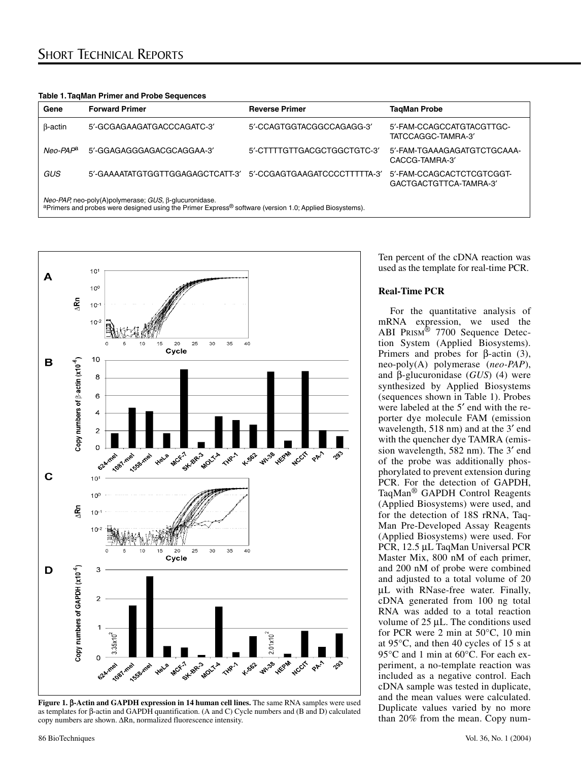**Table 1. TaqMan Primer and Probe Sequences**

| Gene | Forward Primer | Reverse Primer | TaqMan Probe |
|---|---|---|---|
| β-actin | 5′-GCGAGAAGATGACCCAGATC-3′ | 5′-CCAGTGGTACGGCCAGAGG-3′ | 5′-FAM-CCAGCCATGTACGTTGC-TATCCAGGC-TAMRA-3′ |
| *Neo-PAP*[a] | 5′-GGAGAGGGAGACGCAGGAA-3′ | 5′-CTTTTGTTGACGCTGGCTGTC-3′ | 5′-FAM-TGAAAGAGATGTCTGCAAA-CACCG-TAMRA-3′ |
| *GUS* | 5′-GAAAATATGTGGTTGGAGAGCTCATT-3′ | 5′-CCGAGTGAAGATCCCCTTTTTA-3′ | 5′-FAM-CCAGCACTCTCGTCGGT-GACTGACTGTTCA-TAMRA-3′ |

*Neo-PAP*, neo-poly(A)polymerase; *GUS*, β-glucuronidase.
[a]Primers and probes were designed using the Primer Express® software (version 1.0; Applied Biosystems).

**Figure 1. β-Actin and GAPDH expression in 14 human cell lines.** The same RNA samples were used as templates for β-actin and GAPDH quantification. (A and C) Cycle numbers and (B and D) calculated copy numbers are shown. ΔRn, normalized fluorescence intensity.

Ten percent of the cDNA reaction was used as the template for real-time PCR.

### Real-Time PCR

For the quantitative analysis of mRNA expression, we used the ABI PRISM® 7700 Sequence Detection System (Applied Biosystems). Primers and probes for β-actin (3), neo-poly(A) polymerase (*neo-PAP*), and β-glucuronidase (*GUS*) (4) were synthesized by Applied Biosystems (sequences shown in Table 1). Probes were labeled at the 5′ end with the reporter dye molecule FAM (emission wavelength, 518 nm) and at the 3′ end with the quencher dye TAMRA (emission wavelength, 582 nm). The 3′ end of the probe was additionally phosphorylated to prevent extension during PCR. For the detection of GAPDH, TaqMan® GAPDH Control Reagents (Applied Biosystems) were used, and for the detection of 18S rRNA, TaqMan Pre-Developed Assay Reagents (Applied Biosystems) were used. For PCR, 12.5 µL TaqMan Universal PCR Master Mix, 800 nM of each primer, and 200 nM of probe were combined and adjusted to a total volume of 20 µL with RNase-free water. Finally, cDNA generated from 100 ng total RNA was added to a total reaction volume of 25 µL. The conditions used for PCR were 2 min at 50°C, 10 min at 95°C, and then 40 cycles of 15 s at 95°C and 1 min at 60°C. For each experiment, a no-template reaction was included as a negative control. Each cDNA sample was tested in duplicate, and the mean values were calculated. Duplicate values varied by no more than 20% from the mean. Copy num-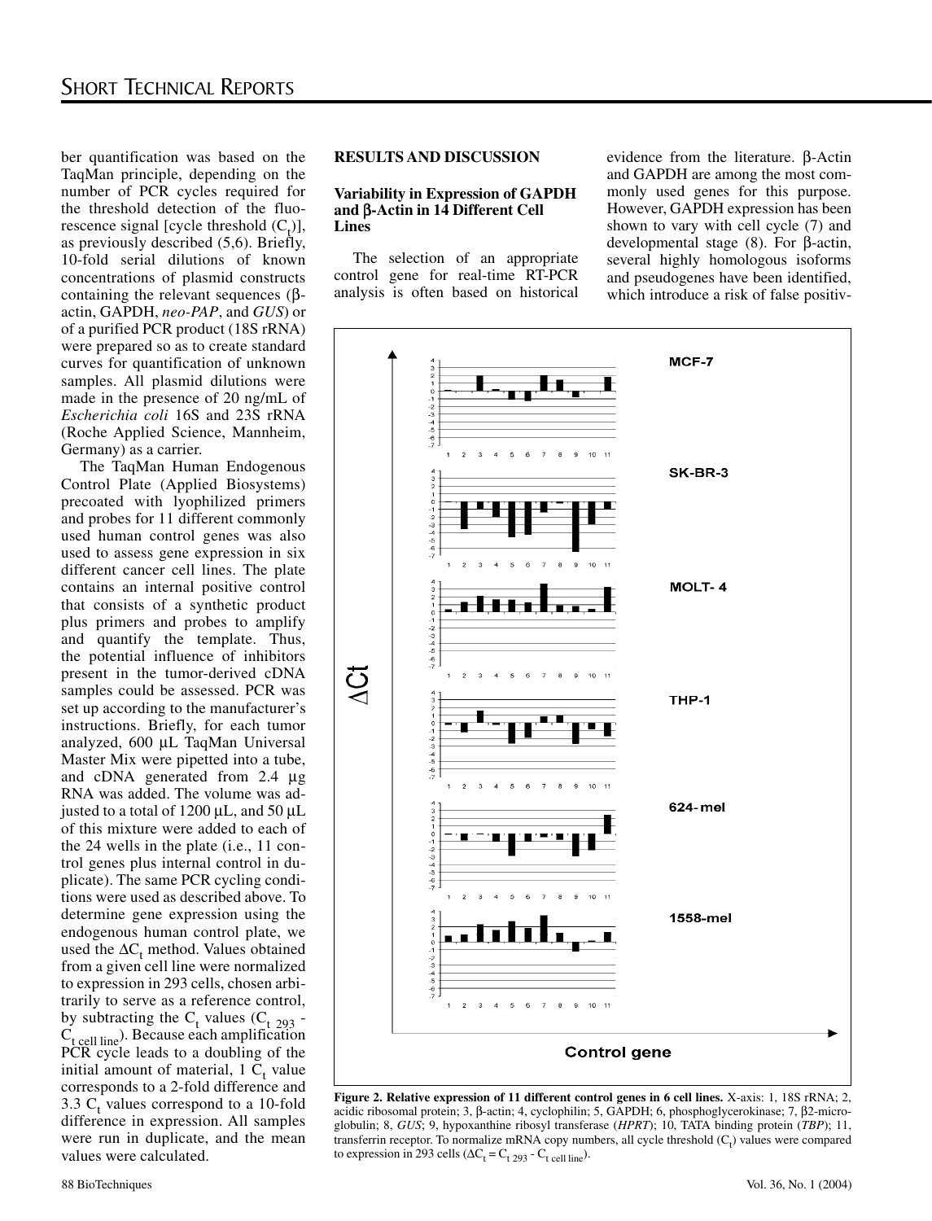ber quantification was based on the TaqMan principle, depending on the number of PCR cycles required for the threshold detection of the fluorescence signal [cycle threshold ($C_t$)], as previously described (5,6). Briefly, 10-fold serial dilutions of known concentrations of plasmid constructs containing the relevant sequences (β-actin, GAPDH, *neo-PAP*, and *GUS*) or of a purified PCR product (18S rRNA) were prepared so as to create standard curves for quantification of unknown samples. All plasmid dilutions were made in the presence of 20 ng/mL of *Escherichia coli* 16S and 23S rRNA (Roche Applied Science, Mannheim, Germany) as a carrier.

The TaqMan Human Endogenous Control Plate (Applied Biosystems) precoated with lyophilized primers and probes for 11 different commonly used human control genes was also used to assess gene expression in six different cancer cell lines. The plate contains an internal positive control that consists of a synthetic product plus primers and probes to amplify and quantify the template. Thus, the potential influence of inhibitors present in the tumor-derived cDNA samples could be assessed. PCR was set up according to the manufacturer's instructions. Briefly, for each tumor analyzed, 600 µL TaqMan Universal Master Mix were pipetted into a tube, and cDNA generated from 2.4 µg RNA was added. The volume was adjusted to a total of 1200 µL, and 50 µL of this mixture were added to each of the 24 wells in the plate (i.e., 11 control genes plus internal control in duplicate). The same PCR cycling conditions were used as described above. To determine gene expression using the endogenous human control plate, we used the $\Delta C_t$ method. Values obtained from a given cell line were normalized to expression in 293 cells, chosen arbitrarily to serve as a reference control, by subtracting the $C_t$ values ($C_{t\ 293}$ - $C_{t\ cell\ line}$). Because each amplification PCR cycle leads to a doubling of the initial amount of material, 1 $C_t$ value corresponds to a 2-fold difference and 3.3 $C_t$ values correspond to a 10-fold difference in expression. All samples were run in duplicate, and the mean values were calculated.

## RESULTS AND DISCUSSION

### Variability in Expression of GAPDH and β-Actin in 14 Different Cell Lines

The selection of an appropriate control gene for real-time RT-PCR analysis is often based on historical evidence from the literature. β-Actin and GAPDH are among the most commonly used genes for this purpose. However, GAPDH expression has been shown to vary with cell cycle (7) and developmental stage (8). For β-actin, several highly homologous isoforms and pseudogenes have been identified, which introduce a risk of false positiv-

**Figure 2. Relative expression of 11 different control genes in 6 cell lines.** X-axis: 1, 18S rRNA; 2, acidic ribosomal protein; 3, β-actin; 4, cyclophilin; 5, GAPDH; 6, phosphoglycerokinase; 7, β2-microglobulin; 8, *GUS*; 9, hypoxanthine ribosyl transferase (*HPRT*); 10, TATA binding protein (*TBP*); 11, transferrin receptor. To normalize mRNA copy numbers, all cycle threshold ($C_t$) values were compared to expression in 293 cells ($\Delta C_t = C_{t\ 293} - C_{t\ cell\ line}$).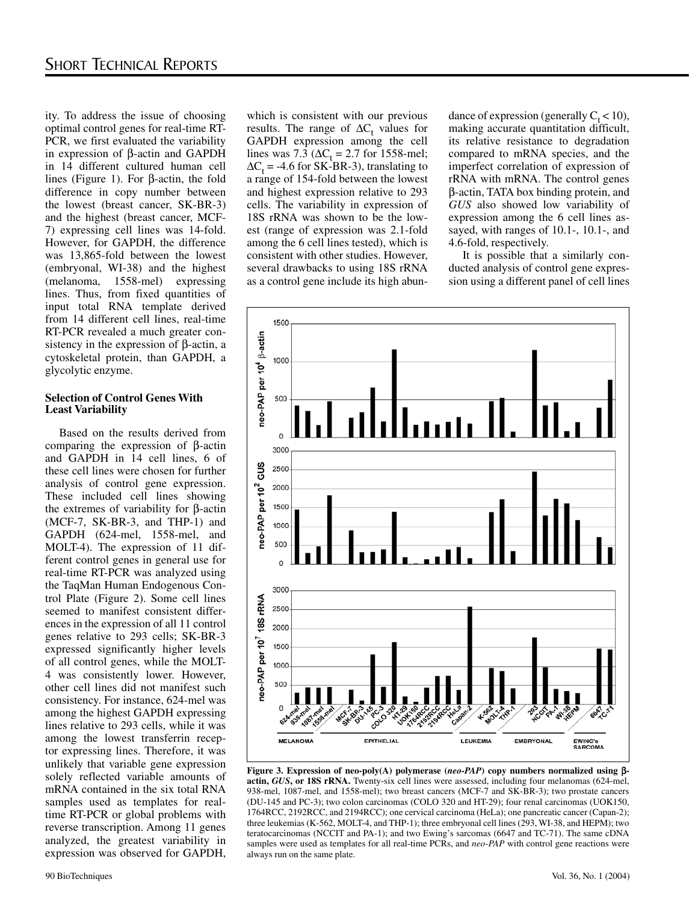ity. To address the issue of choosing optimal control genes for real-time RT-PCR, we first evaluated the variability in expression of β-actin and GAPDH in 14 different cultured human cell lines (Figure 1). For β-actin, the fold difference in copy number between the lowest (breast cancer, SK-BR-3) and the highest (breast cancer, MCF-7) expressing cell lines was 14-fold. However, for GAPDH, the difference was 13,865-fold between the lowest (embryonal, WI-38) and the highest (melanoma, 1558-mel) expressing lines. Thus, from fixed quantities of input total RNA template derived from 14 different cell lines, real-time RT-PCR revealed a much greater consistency in the expression of β-actin, a cytoskeletal protein, than GAPDH, a glycolytic enzyme.

### Selection of Control Genes With Least Variability

Based on the results derived from comparing the expression of β-actin and GAPDH in 14 cell lines, 6 of these cell lines were chosen for further analysis of control gene expression. These included cell lines showing the extremes of variability for β-actin (MCF-7, SK-BR-3, and THP-1) and GAPDH (624-mel, 1558-mel, and MOLT-4). The expression of 11 different control genes in general use for real-time RT-PCR was analyzed using the TaqMan Human Endogenous Control Plate (Figure 2). Some cell lines seemed to manifest consistent differences in the expression of all 11 control genes relative to 293 cells; SK-BR-3 expressed significantly higher levels of all control genes, while the MOLT-4 was consistently lower. However, other cell lines did not manifest such consistency. For instance, 624-mel was among the highest GAPDH expressing lines relative to 293 cells, while it was among the lowest transferrin receptor expressing lines. Therefore, it was unlikely that variable gene expression solely reflected variable amounts of mRNA contained in the six total RNA samples used as templates for real-time RT-PCR or global problems with reverse transcription. Among 11 genes analyzed, the greatest variability in expression was observed for GAPDH, which is consistent with our previous results. The range of $\Delta C_t$ values for GAPDH expression among the cell lines was 7.3 ($\Delta C_t$ = 2.7 for 1558-mel; $\Delta C_t$ = -4.6 for SK-BR-3), translating to a range of 154-fold between the lowest and highest expression relative to 293 cells. The variability in expression of 18S rRNA was shown to be the lowest (range of expression was 2.1-fold among the 6 cell lines tested), which is consistent with other studies. However, several drawbacks to using 18S rRNA as a control gene include its high abundance of expression (generally $C_t < 10$), making accurate quantitation difficult, its relative resistance to degradation compared to mRNA species, and the imperfect correlation of expression of rRNA with mRNA. The control genes β-actin, TATA box binding protein, and *GUS* also showed low variability of expression among the 6 cell lines assayed, with ranges of 10.1-, 10.1-, and 4.6-fold, respectively.

It is possible that a similarly conducted analysis of control gene expression using a different panel of cell lines

**Figure 3. Expression of neo-poly(A) polymerase (*neo-PAP*) copy numbers normalized using β-actin, *GUS*, or 18S rRNA.** Twenty-six cell lines were assessed, including four melanomas (624-mel, 938-mel, 1087-mel, and 1558-mel); two breast cancers (MCF-7 and SK-BR-3); two prostate cancers (DU-145 and PC-3); two colon carcinomas (COLO 320 and HT-29); four renal carcinomas (UOK150, 1764RCC, 2192RCC, and 2194RCC); one cervical carcinoma (HeLa); one pancreatic cancer (Capan-2); three leukemias (K-562, MOLT-4, and THP-1); three embryonal cell lines (293, WI-38, and HEPM); two teratocarcinomas (NCCIT and PA-1); and two Ewing's sarcomas (6647 and TC-71). The same cDNA samples were used as templates for all real-time PCRs, and *neo-PAP* with control gene reactions were always run on the same plate.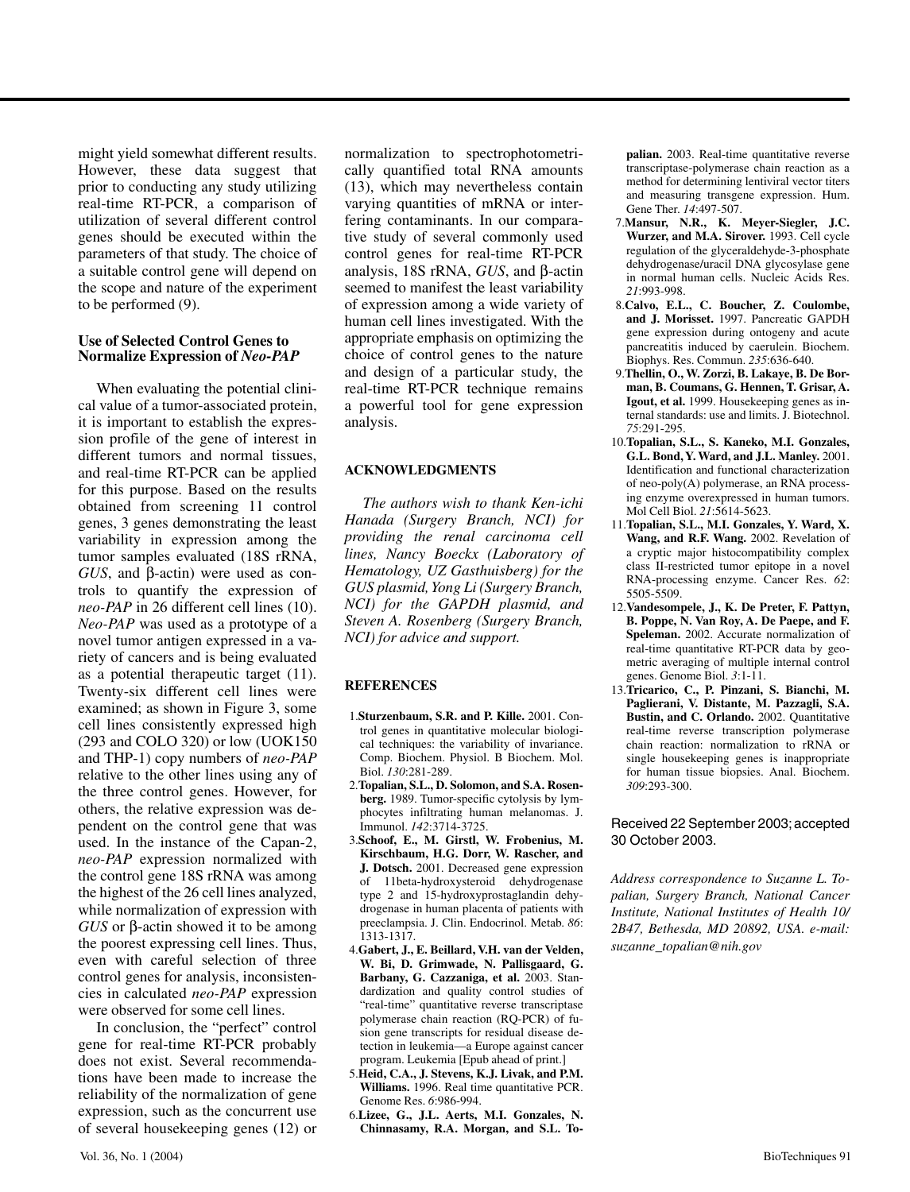might yield somewhat different results. However, these data suggest that prior to conducting any study utilizing real-time RT-PCR, a comparison of utilization of several different control genes should be executed within the parameters of that study. The choice of a suitable control gene will depend on the scope and nature of the experiment to be performed (9).

### Use of Selected Control Genes to Normalize Expression of *Neo-PAP*

When evaluating the potential clinical value of a tumor-associated protein, it is important to establish the expression profile of the gene of interest in different tumors and normal tissues, and real-time RT-PCR can be applied for this purpose. Based on the results obtained from screening 11 control genes, 3 genes demonstrating the least variability in expression among the tumor samples evaluated (18S rRNA, *GUS*, and β-actin) were used as controls to quantify the expression of *neo-PAP* in 26 different cell lines (10). *Neo-PAP* was used as a prototype of a novel tumor antigen expressed in a variety of cancers and is being evaluated as a potential therapeutic target (11). Twenty-six different cell lines were examined; as shown in Figure 3, some cell lines consistently expressed high (293 and COLO 320) or low (UOK150 and THP-1) copy numbers of *neo-PAP* relative to the other lines using any of the three control genes. However, for others, the relative expression was dependent on the control gene that was used. In the instance of the Capan-2, *neo-PAP* expression normalized with the control gene 18S rRNA was among the highest of the 26 cell lines analyzed, while normalization of expression with *GUS* or β-actin showed it to be among the poorest expressing cell lines. Thus, even with careful selection of three control genes for analysis, inconsistencies in calculated *neo-PAP* expression were observed for some cell lines.

In conclusion, the "perfect" control gene for real-time RT-PCR probably does not exist. Several recommendations have been made to increase the reliability of the normalization of gene expression, such as the concurrent use of several housekeeping genes (12) or normalization to spectrophotometrically quantified total RNA amounts (13), which may nevertheless contain varying quantities of mRNA or interfering contaminants. In our comparative study of several commonly used control genes for real-time RT-PCR analysis, 18S rRNA, *GUS*, and β-actin seemed to manifest the least variability of expression among a wide variety of human cell lines investigated. With the appropriate emphasis on optimizing the choice of control genes to the nature and design of a particular study, the real-time RT-PCR technique remains a powerful tool for gene expression analysis.

## ACKNOWLEDGMENTS

*The authors wish to thank Ken-ichi Hanada (Surgery Branch, NCI) for providing the renal carcinoma cell lines, Nancy Boeckx (Laboratory of Hematology, UZ Gasthuisberg) for the GUS plasmid, Yong Li (Surgery Branch, NCI) for the GAPDH plasmid, and Steven A. Rosenberg (Surgery Branch, NCI) for advice and support.*

## REFERENCES

1. **Sturzenbaum, S.R. and P. Kille.** 2001. Control genes in quantitative molecular biological techniques: the variability of invariance. Comp. Biochem. Physiol. B Biochem. Mol. Biol. *130*:281-289.
2. **Topalian, S.L., D. Solomon, and S.A. Rosenberg.** 1989. Tumor-specific cytolysis by lymphocytes infiltrating human melanomas. J. Immunol. *142*:3714-3725.
3. **Schoof, E., M. Girstl, W. Frobenius, M. Kirschbaum, H.G. Dorr, W. Rascher, and J. Dotsch.** 2001. Decreased gene expression of 11beta-hydroxysteroid dehydrogenase type 2 and 15-hydroxyprostaglandin dehydrogenase in human placenta of patients with preeclampsia. J. Clin. Endocrinol. Metab. *86*: 1313-1317.
4. **Gabert, J., E. Beillard, V.H. van der Velden, W. Bi, D. Grimwade, N. Pallisgaard, G. Barbany, G. Cazzaniga, et al.** 2003. Standardization and quality control studies of "real-time" quantitative reverse transcriptase polymerase chain reaction (RQ-PCR) of fusion gene transcripts for residual disease detection in leukemia—a Europe against cancer program. Leukemia [Epub ahead of print.]
5. **Heid, C.A., J. Stevens, K.J. Livak, and P.M. Williams.** 1996. Real time quantitative PCR. Genome Res. *6*:986-994.
6. **Lizee, G., J.L. Aerts, M.I. Gonzales, N. Chinnasamy, R.A. Morgan, and S.L. Topalian.** 2003. Real-time quantitative reverse transcriptase-polymerase chain reaction as a method for determining lentiviral vector titers and measuring transgene expression. Hum. Gene Ther. *14*:497-507.
7. **Mansur, N.R., K. Meyer-Siegler, J.C. Wurzer, and M.A. Sirover.** 1993. Cell cycle regulation of the glyceraldehyde-3-phosphate dehydrogenase/uracil DNA glycosylase gene in normal human cells. Nucleic Acids Res. *21*:993-998.
8. **Calvo, E.L., C. Boucher, Z. Coulombe, and J. Morisset.** 1997. Pancreatic GAPDH gene expression during ontogeny and acute pancreatitis induced by caerulein. Biochem. Biophys. Res. Commun. *235*:636-640.
9. **Thellin, O., W. Zorzi, B. Lakaye, B. De Borman, B. Coumans, G. Hennen, T. Grisar, A. Igout, et al.** 1999. Housekeeping genes as internal standards: use and limits. J. Biotechnol. *75*:291-295.
10. **Topalian, S.L., S. Kaneko, M.I. Gonzales, G.L. Bond, Y. Ward, and J.L. Manley.** 2001. Identification and functional characterization of neo-poly(A) polymerase, an RNA processing enzyme overexpressed in human tumors. Mol Cell Biol. *21*:5614-5623.
11. **Topalian, S.L., M.I. Gonzales, Y. Ward, X. Wang, and R.F. Wang.** 2002. Revelation of a cryptic major histocompatibility complex class II-restricted tumor epitope in a novel RNA-processing enzyme. Cancer Res. *62*: 5505-5509.
12. **Vandesompele, J., K. De Preter, F. Pattyn, B. Poppe, N. Van Roy, A. De Paepe, and F. Speleman.** 2002. Accurate normalization of real-time quantitative RT-PCR data by geometric averaging of multiple internal control genes. Genome Biol. *3*:1-11.
13. **Tricarico, C., P. Pinzani, S. Bianchi, M. Paglierani, V. Distante, M. Pazzagli, S.A. Bustin, and C. Orlando.** 2002. Quantitative real-time reverse transcription polymerase chain reaction: normalization to rRNA or single housekeeping genes is inappropriate for human tissue biopsies. Anal. Biochem. *309*:293-300.

Received 22 September 2003; accepted 30 October 2003.

*Address correspondence to Suzanne L. Topalian, Surgery Branch, National Cancer Institute, National Institutes of Health 10/2B47, Bethesda, MD 20892, USA. e-mail: suzanne_topalian@nih.gov*